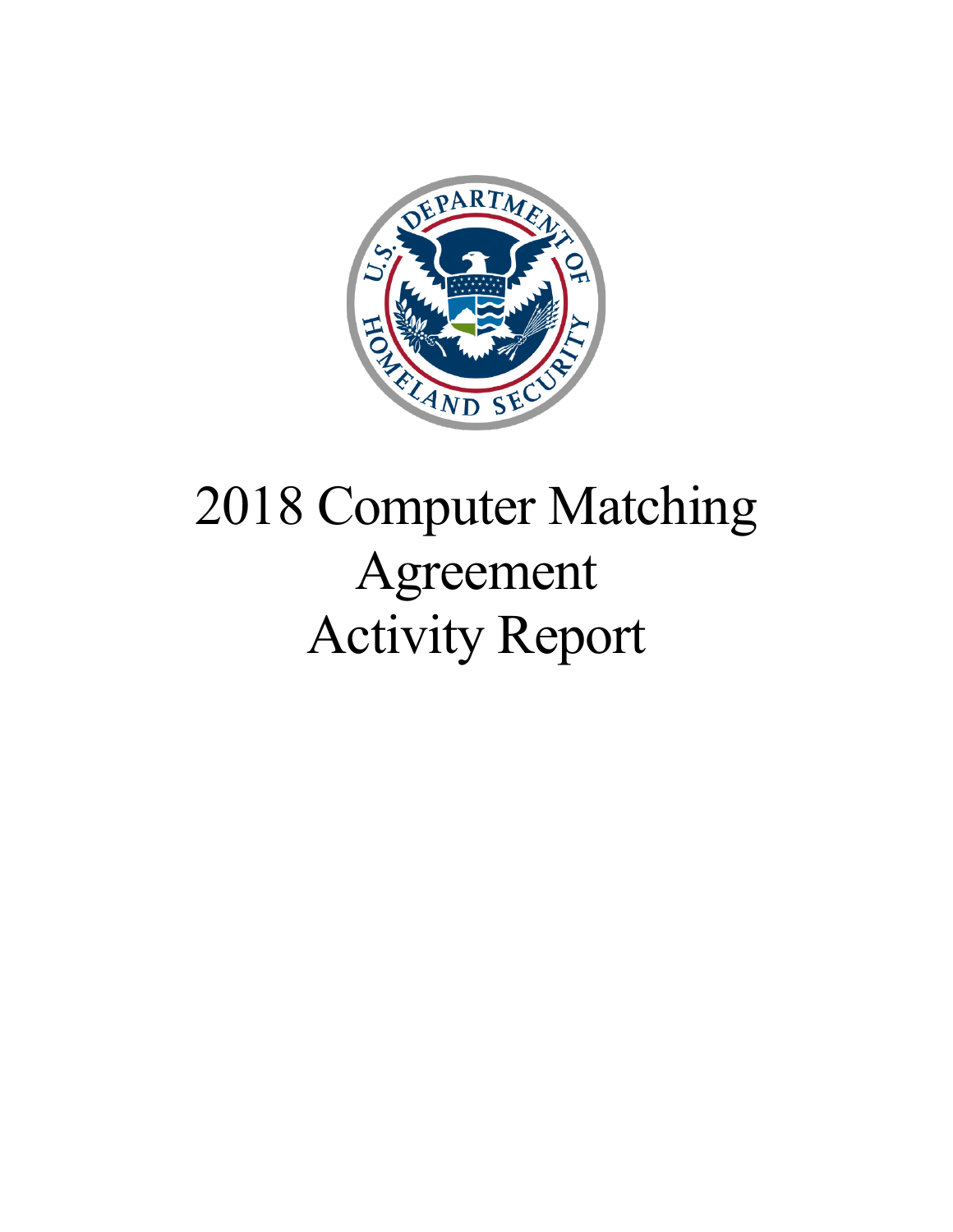# 2018 Computer Matching Agreement Activity Report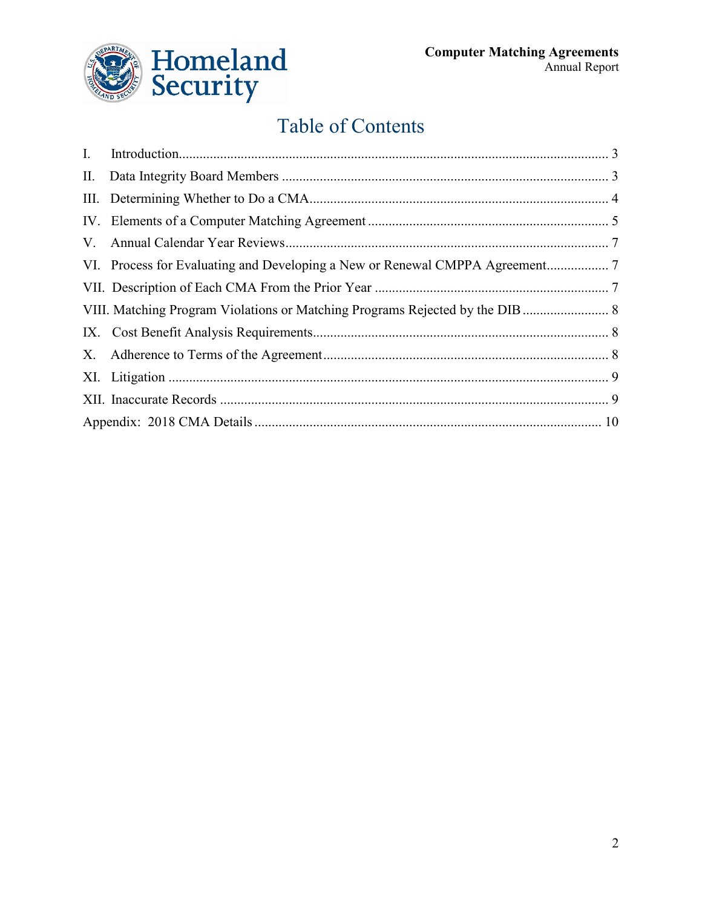# Table of Contents

I. Introduction ..... 3
II. Data Integrity Board Members ..... 3
III. Determining Whether to Do a CMA ..... 4
IV. Elements of a Computer Matching Agreement ..... 5
V. Annual Calendar Year Reviews ..... 7
VI. Process for Evaluating and Developing a New or Renewal CMPPA Agreement ..... 7
VII. Description of Each CMA From the Prior Year ..... 7
VIII. Matching Program Violations or Matching Programs Rejected by the DIB ..... 8
IX. Cost Benefit Analysis Requirements ..... 8
X. Adherence to Terms of the Agreement ..... 8
XI. Litigation ..... 9
XII. Inaccurate Records ..... 9
Appendix: 2018 CMA Details ..... 10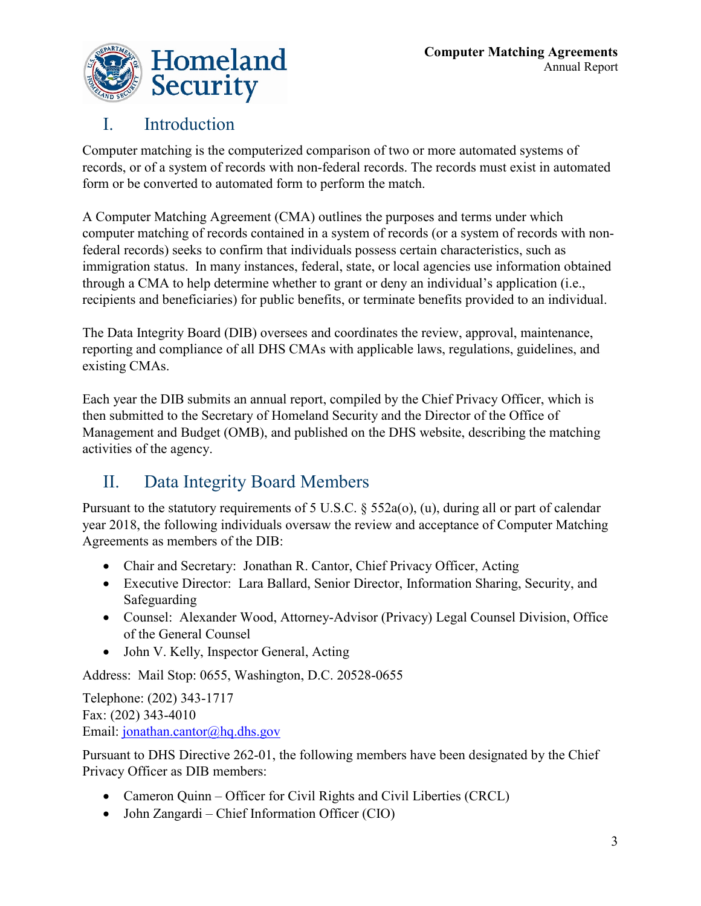## I. Introduction

Computer matching is the computerized comparison of two or more automated systems of records, or of a system of records with non-federal records. The records must exist in automated form or be converted to automated form to perform the match.

A Computer Matching Agreement (CMA) outlines the purposes and terms under which computer matching of records contained in a system of records (or a system of records with non-federal records) seeks to confirm that individuals possess certain characteristics, such as immigration status. In many instances, federal, state, or local agencies use information obtained through a CMA to help determine whether to grant or deny an individual's application (i.e., recipients and beneficiaries) for public benefits, or terminate benefits provided to an individual.

The Data Integrity Board (DIB) oversees and coordinates the review, approval, maintenance, reporting and compliance of all DHS CMAs with applicable laws, regulations, guidelines, and existing CMAs.

Each year the DIB submits an annual report, compiled by the Chief Privacy Officer, which is then submitted to the Secretary of Homeland Security and the Director of the Office of Management and Budget (OMB), and published on the DHS website, describing the matching activities of the agency.

## II. Data Integrity Board Members

Pursuant to the statutory requirements of 5 U.S.C. § 552a(o), (u), during all or part of calendar year 2018, the following individuals oversaw the review and acceptance of Computer Matching Agreements as members of the DIB:

- Chair and Secretary: Jonathan R. Cantor, Chief Privacy Officer, Acting
- Executive Director: Lara Ballard, Senior Director, Information Sharing, Security, and Safeguarding
- Counsel: Alexander Wood, Attorney-Advisor (Privacy) Legal Counsel Division, Office of the General Counsel
- John V. Kelly, Inspector General, Acting

Address: Mail Stop: 0655, Washington, D.C. 20528-0655

Telephone: (202) 343-1717
Fax: (202) 343-4010
Email: jonathan.cantor@hq.dhs.gov

Pursuant to DHS Directive 262-01, the following members have been designated by the Chief Privacy Officer as DIB members:

- Cameron Quinn – Officer for Civil Rights and Civil Liberties (CRCL)
- John Zangardi – Chief Information Officer (CIO)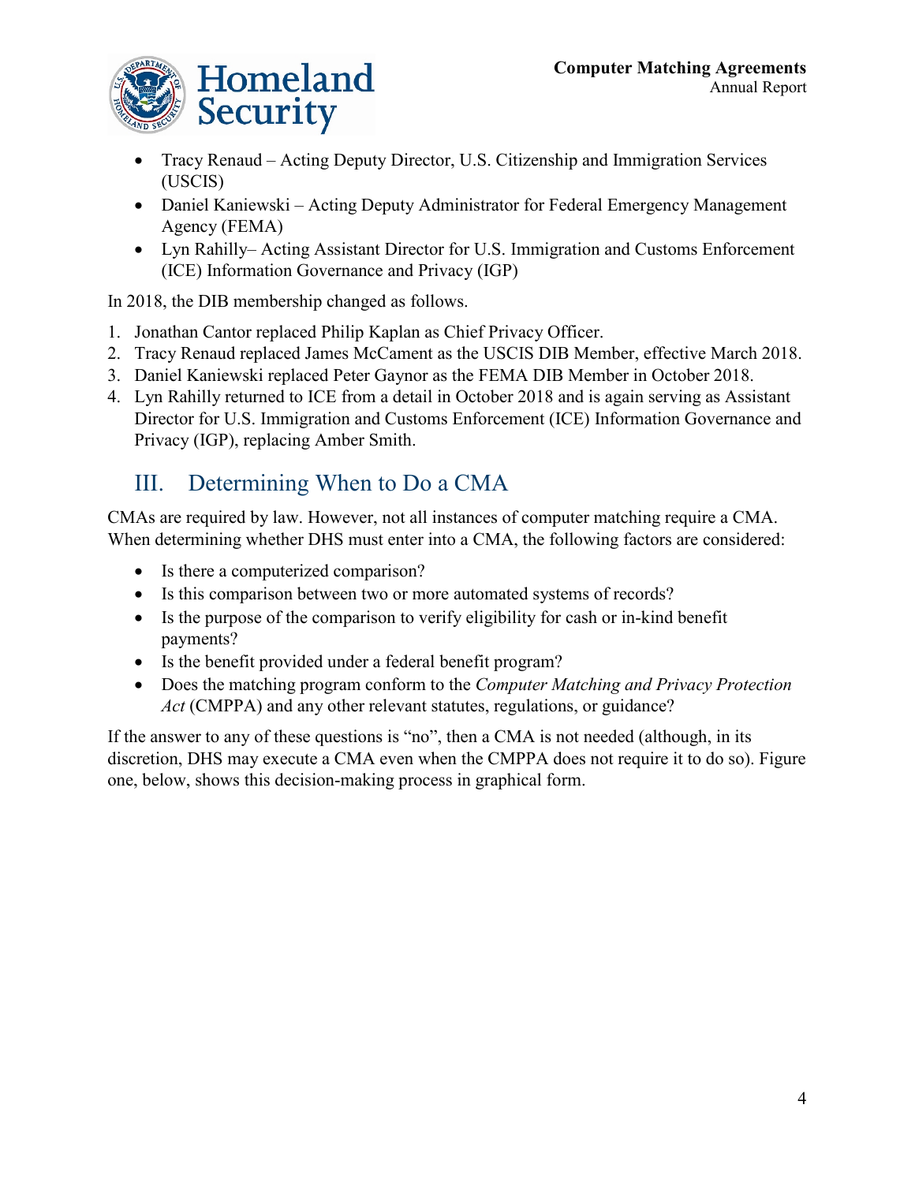- Tracy Renaud – Acting Deputy Director, U.S. Citizenship and Immigration Services (USCIS)
- Daniel Kaniewski – Acting Deputy Administrator for Federal Emergency Management Agency (FEMA)
- Lyn Rahilly– Acting Assistant Director for U.S. Immigration and Customs Enforcement (ICE) Information Governance and Privacy (IGP)

In 2018, the DIB membership changed as follows.

1. Jonathan Cantor replaced Philip Kaplan as Chief Privacy Officer.
2. Tracy Renaud replaced James McCament as the USCIS DIB Member, effective March 2018.
3. Daniel Kaniewski replaced Peter Gaynor as the FEMA DIB Member in October 2018.
4. Lyn Rahilly returned to ICE from a detail in October 2018 and is again serving as Assistant Director for U.S. Immigration and Customs Enforcement (ICE) Information Governance and Privacy (IGP), replacing Amber Smith.

## III. Determining When to Do a CMA

CMAs are required by law. However, not all instances of computer matching require a CMA. When determining whether DHS must enter into a CMA, the following factors are considered:

- Is there a computerized comparison?
- Is this comparison between two or more automated systems of records?
- Is the purpose of the comparison to verify eligibility for cash or in-kind benefit payments?
- Is the benefit provided under a federal benefit program?
- Does the matching program conform to the *Computer Matching and Privacy Protection Act* (CMPPA) and any other relevant statutes, regulations, or guidance?

If the answer to any of these questions is "no", then a CMA is not needed (although, in its discretion, DHS may execute a CMA even when the CMPPA does not require it to do so). Figure one, below, shows this decision-making process in graphical form.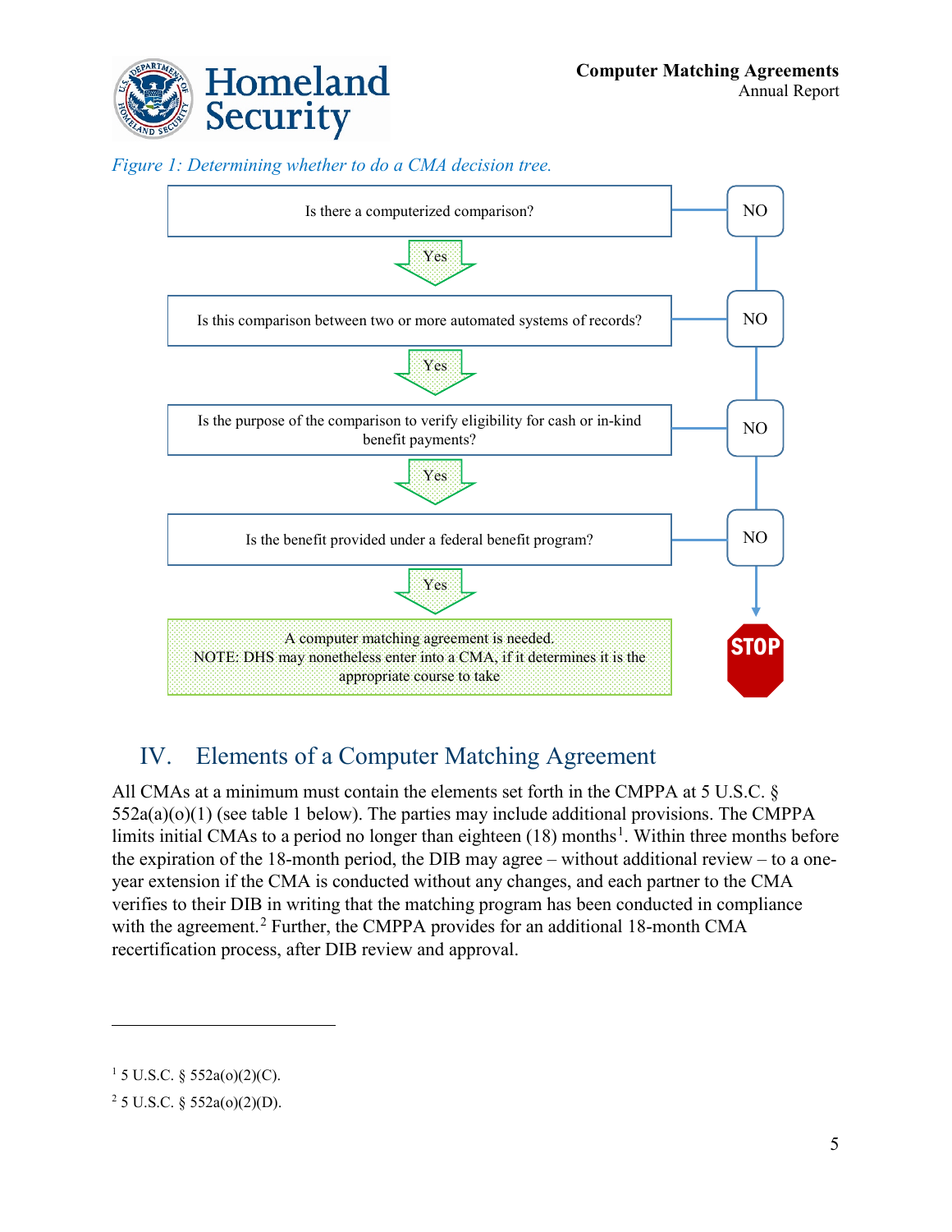*Figure 1: Determining whether to do a CMA decision tree.*

Is there a computerized comparison? — NO → STOP

Yes

Is this comparison between two or more automated systems of records? — NO → STOP

Yes

Is the purpose of the comparison to verify eligibility for cash or in-kind benefit payments? — NO → STOP

Yes

Is the benefit provided under a federal benefit program? — NO → STOP

Yes

A computer matching agreement is needed.
NOTE: DHS may nonetheless enter into a CMA, if it determines it is the appropriate course to take

STOP

## IV. Elements of a Computer Matching Agreement

All CMAs at a minimum must contain the elements set forth in the CMPPA at 5 U.S.C. § 552a(a)(o)(1) (see table 1 below). The parties may include additional provisions. The CMPPA limits initial CMAs to a period no longer than eighteen (18) months[1]. Within three months before the expiration of the 18-month period, the DIB may agree – without additional review – to a one-year extension if the CMA is conducted without any changes, and each partner to the CMA verifies to their DIB in writing that the matching program has been conducted in compliance with the agreement.[2] Further, the CMPPA provides for an additional 18-month CMA recertification process, after DIB review and approval.

---

[1] 5 U.S.C. § 552a(o)(2)(C).

[2] 5 U.S.C. § 552a(o)(2)(D).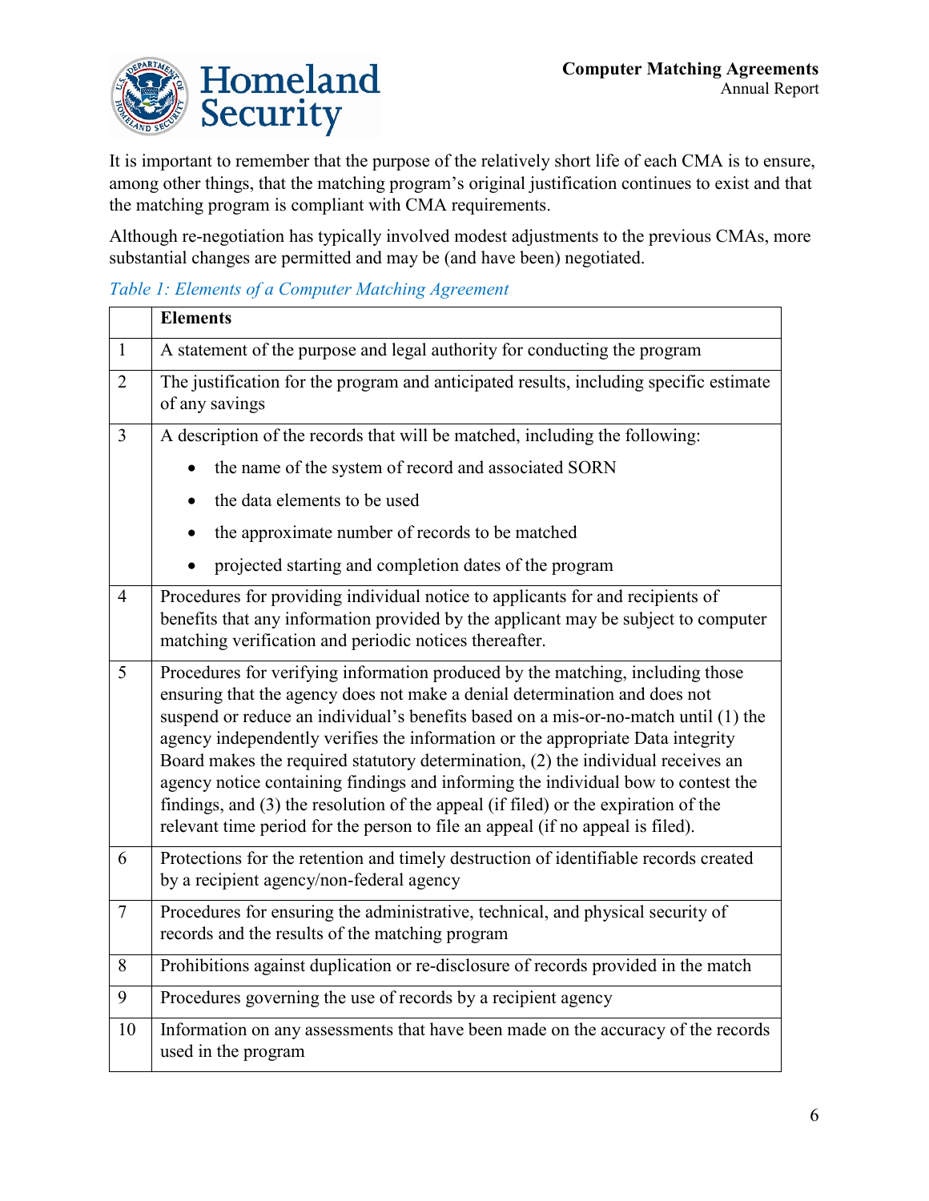It is important to remember that the purpose of the relatively short life of each CMA is to ensure, among other things, that the matching program's original justification continues to exist and that the matching program is compliant with CMA requirements.

Although re-negotiation has typically involved modest adjustments to the previous CMAs, more substantial changes are permitted and may be (and have been) negotiated.

*Table 1: Elements of a Computer Matching Agreement*

| | **Elements** |
|---|---|
| 1 | A statement of the purpose and legal authority for conducting the program |
| 2 | The justification for the program and anticipated results, including specific estimate of any savings |
| 3 | A description of the records that will be matched, including the following: <br>• the name of the system of record and associated SORN <br>• the data elements to be used <br>• the approximate number of records to be matched <br>• projected starting and completion dates of the program |
| 4 | Procedures for providing individual notice to applicants for and recipients of benefits that any information provided by the applicant may be subject to computer matching verification and periodic notices thereafter. |
| 5 | Procedures for verifying information produced by the matching, including those ensuring that the agency does not make a denial determination and does not suspend or reduce an individual's benefits based on a mis-or-no-match until (1) the agency independently verifies the information or the appropriate Data integrity Board makes the required statutory determination, (2) the individual receives an agency notice containing findings and informing the individual bow to contest the findings, and (3) the resolution of the appeal (if filed) or the expiration of the relevant time period for the person to file an appeal (if no appeal is filed). |
| 6 | Protections for the retention and timely destruction of identifiable records created by a recipient agency/non-federal agency |
| 7 | Procedures for ensuring the administrative, technical, and physical security of records and the results of the matching program |
| 8 | Prohibitions against duplication or re-disclosure of records provided in the match |
| 9 | Procedures governing the use of records by a recipient agency |
| 10 | Information on any assessments that have been made on the accuracy of the records used in the program |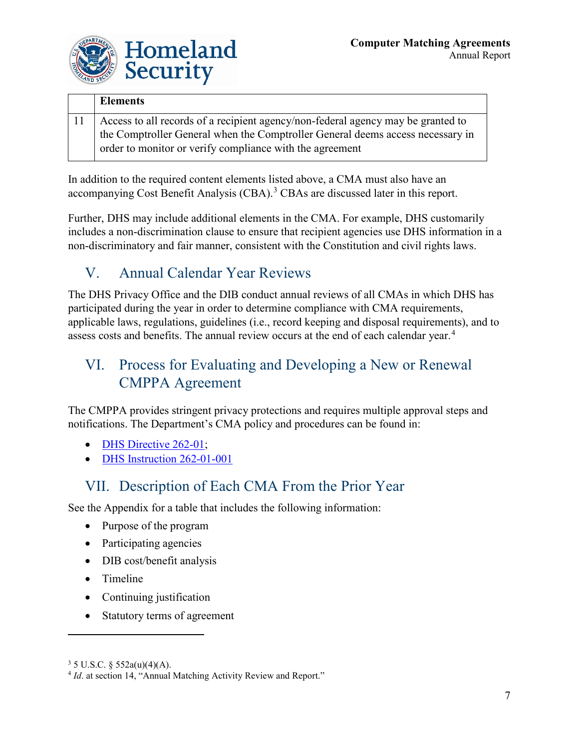| | Elements |
|---|---|
| 11 | Access to all records of a recipient agency/non-federal agency may be granted to the Comptroller General when the Comptroller General deems access necessary in order to monitor or verify compliance with the agreement |

In addition to the required content elements listed above, a CMA must also have an accompanying Cost Benefit Analysis (CBA).[3] CBAs are discussed later in this report.

Further, DHS may include additional elements in the CMA. For example, DHS customarily includes a non-discrimination clause to ensure that recipient agencies use DHS information in a non-discriminatory and fair manner, consistent with the Constitution and civil rights laws.

## V. Annual Calendar Year Reviews

The DHS Privacy Office and the DIB conduct annual reviews of all CMAs in which DHS has participated during the year in order to determine compliance with CMA requirements, applicable laws, regulations, guidelines (i.e., record keeping and disposal requirements), and to assess costs and benefits. The annual review occurs at the end of each calendar year.[4]

## VI. Process for Evaluating and Developing a New or Renewal CMPPA Agreement

The CMPPA provides stringent privacy protections and requires multiple approval steps and notifications. The Department's CMA policy and procedures can be found in:

- DHS Directive 262-01;
- DHS Instruction 262-01-001

## VII. Description of Each CMA From the Prior Year

See the Appendix for a table that includes the following information:

- Purpose of the program
- Participating agencies
- DIB cost/benefit analysis
- Timeline
- Continuing justification
- Statutory terms of agreement

---

[3] 5 U.S.C. § 552a(u)(4)(A).

[4] *Id*. at section 14, "Annual Matching Activity Review and Report."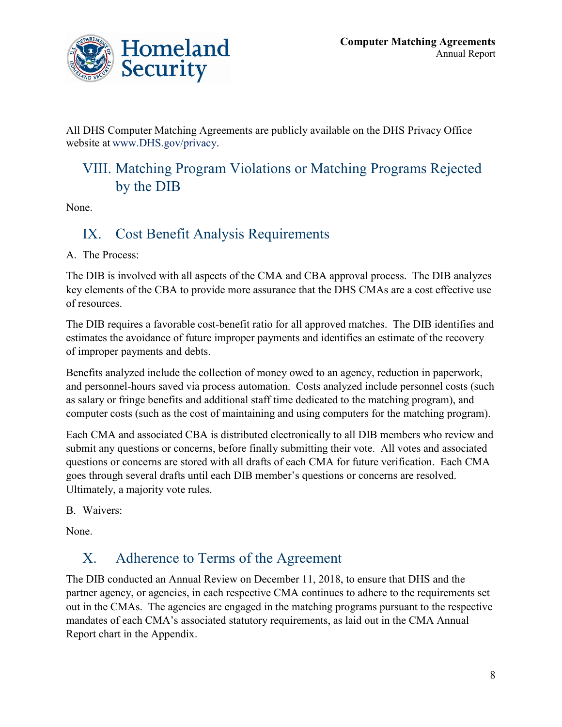All DHS Computer Matching Agreements are publicly available on the DHS Privacy Office website at www.DHS.gov/privacy.

## VIII. Matching Program Violations or Matching Programs Rejected by the DIB

None.

## IX. Cost Benefit Analysis Requirements

A. The Process:

The DIB is involved with all aspects of the CMA and CBA approval process. The DIB analyzes key elements of the CBA to provide more assurance that the DHS CMAs are a cost effective use of resources.

The DIB requires a favorable cost-benefit ratio for all approved matches. The DIB identifies and estimates the avoidance of future improper payments and identifies an estimate of the recovery of improper payments and debts.

Benefits analyzed include the collection of money owed to an agency, reduction in paperwork, and personnel-hours saved via process automation. Costs analyzed include personnel costs (such as salary or fringe benefits and additional staff time dedicated to the matching program), and computer costs (such as the cost of maintaining and using computers for the matching program).

Each CMA and associated CBA is distributed electronically to all DIB members who review and submit any questions or concerns, before finally submitting their vote. All votes and associated questions or concerns are stored with all drafts of each CMA for future verification. Each CMA goes through several drafts until each DIB member's questions or concerns are resolved. Ultimately, a majority vote rules.

B. Waivers:

None.

## X. Adherence to Terms of the Agreement

The DIB conducted an Annual Review on December 11, 2018, to ensure that DHS and the partner agency, or agencies, in each respective CMA continues to adhere to the requirements set out in the CMAs. The agencies are engaged in the matching programs pursuant to the respective mandates of each CMA's associated statutory requirements, as laid out in the CMA Annual Report chart in the Appendix.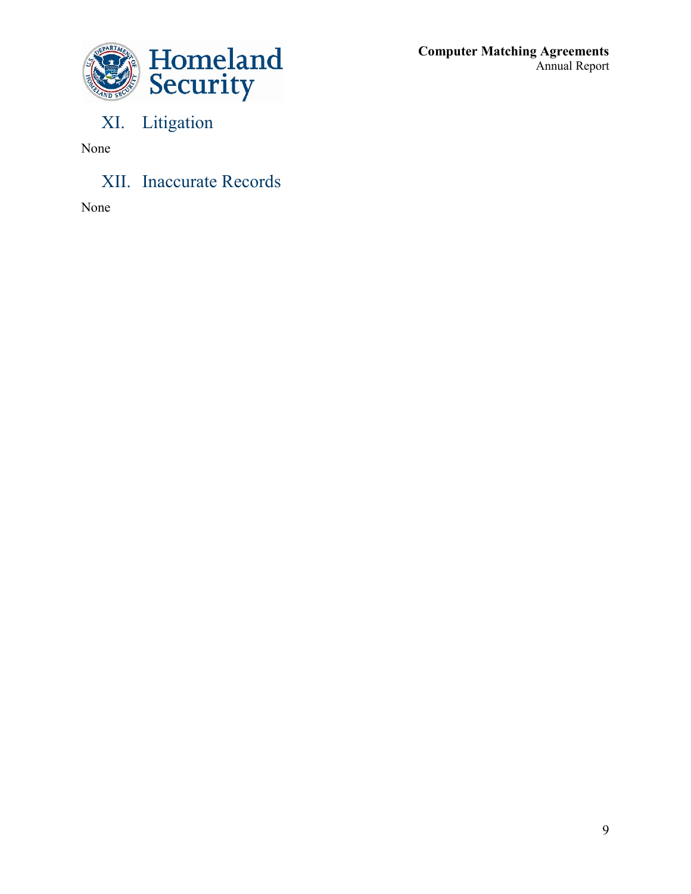## XI. Litigation

None

## XII. Inaccurate Records

None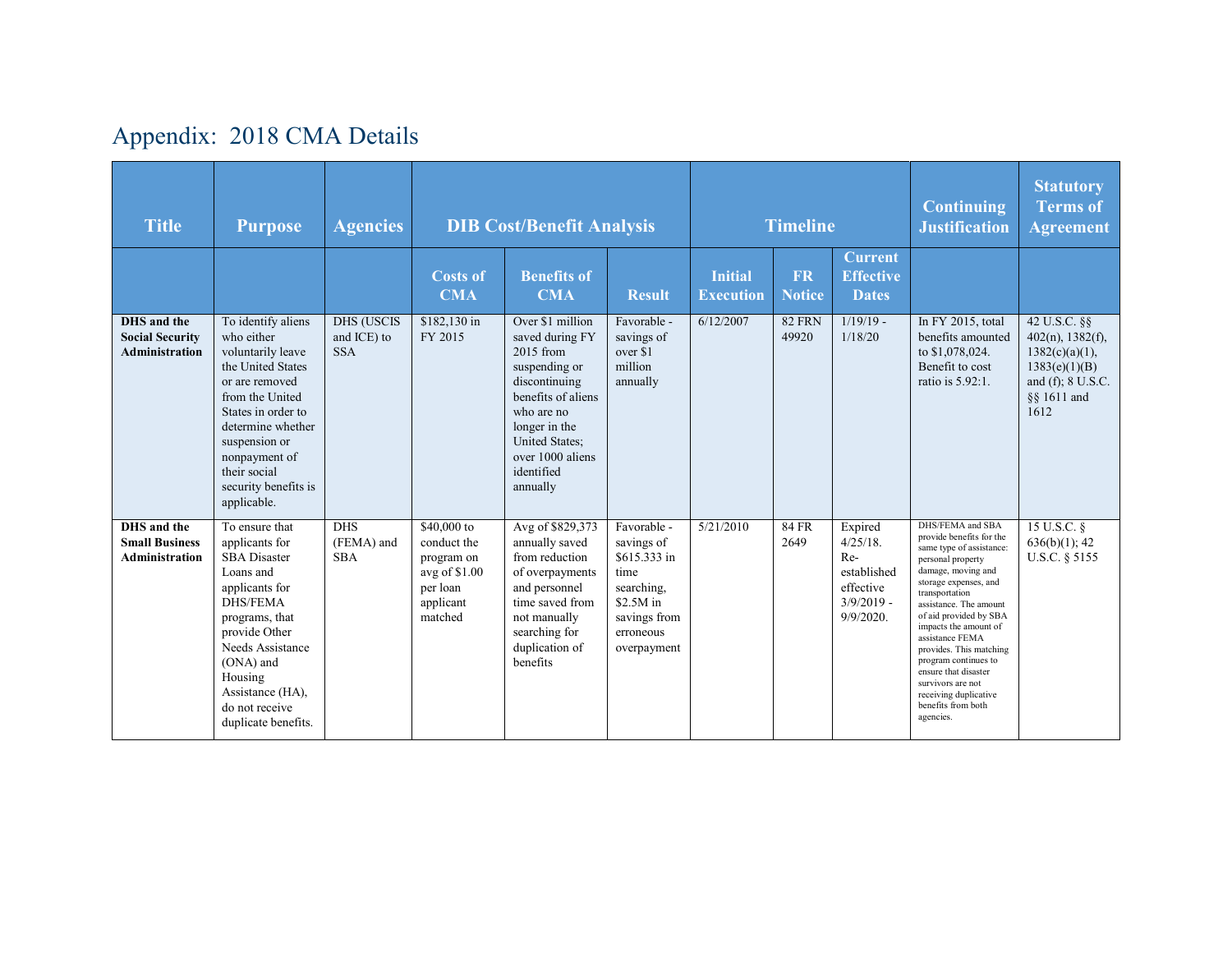# Appendix: 2018 CMA Details

| Title | Purpose | Agencies | DIB Cost/Benefit Analysis | | | Timeline | | | Continuing Justification | Statutory Terms of Agreement |
|---|---|---|---|---|---|---|---|---|---|---|
| | | | Costs of CMA | Benefits of CMA | Result | Initial Execution | FR Notice | Current Effective Dates | | |
| **DHS and the Social Security Administration** | To identify aliens who either voluntarily leave the United States or are removed from the United States in order to determine whether suspension or nonpayment of their social security benefits is applicable. | DHS (USCIS and ICE) to SSA | $182,130 in FY 2015 | Over $1 million saved during FY 2015 from suspending or discontinuing benefits of aliens who are no longer in the United States; over 1000 aliens identified annually | Favorable - savings of over $1 million annually | 6/12/2007 | 82 FRN 49920 | 1/19/19 - 1/18/20 | In FY 2015, total benefits amounted to $1,078,024. Benefit to cost ratio is 5.92:1. | 42 U.S.C. §§ 402(n), 1382(f), 1382(c)(a)(1), 1383(e)(1)(B) and (f); 8 U.S.C. §§ 1611 and 1612 |
| **DHS and the Small Business Administration** | To ensure that applicants for SBA Disaster Loans and applicants for DHS/FEMA programs, that provide Other Needs Assistance (ONA) and Housing Assistance (HA), do not receive duplicate benefits. | DHS (FEMA) and SBA | $40,000 to conduct the program on avg of $1.00 per loan applicant matched | Avg of $829,373 annually saved from reduction of overpayments and personnel time saved from not manually searching for duplication of benefits | Favorable - savings of $615.333 in time searching, $2.5M in savings from erroneous overpayment | 5/21/2010 | 84 FR 2649 | Expired 4/25/18. Re-established effective 3/9/2019 - 9/9/2020. | DHS/FEMA and SBA provide benefits for the same type of assistance: personal property damage, moving and storage expenses, and transportation assistance. The amount of aid provided by SBA impacts the amount of assistance FEMA provides. This matching program continues to ensure that disaster survivors are not receiving duplicative benefits from both agencies. | 15 U.S.C. § 636(b)(1); 42 U.S.C. § 5155 |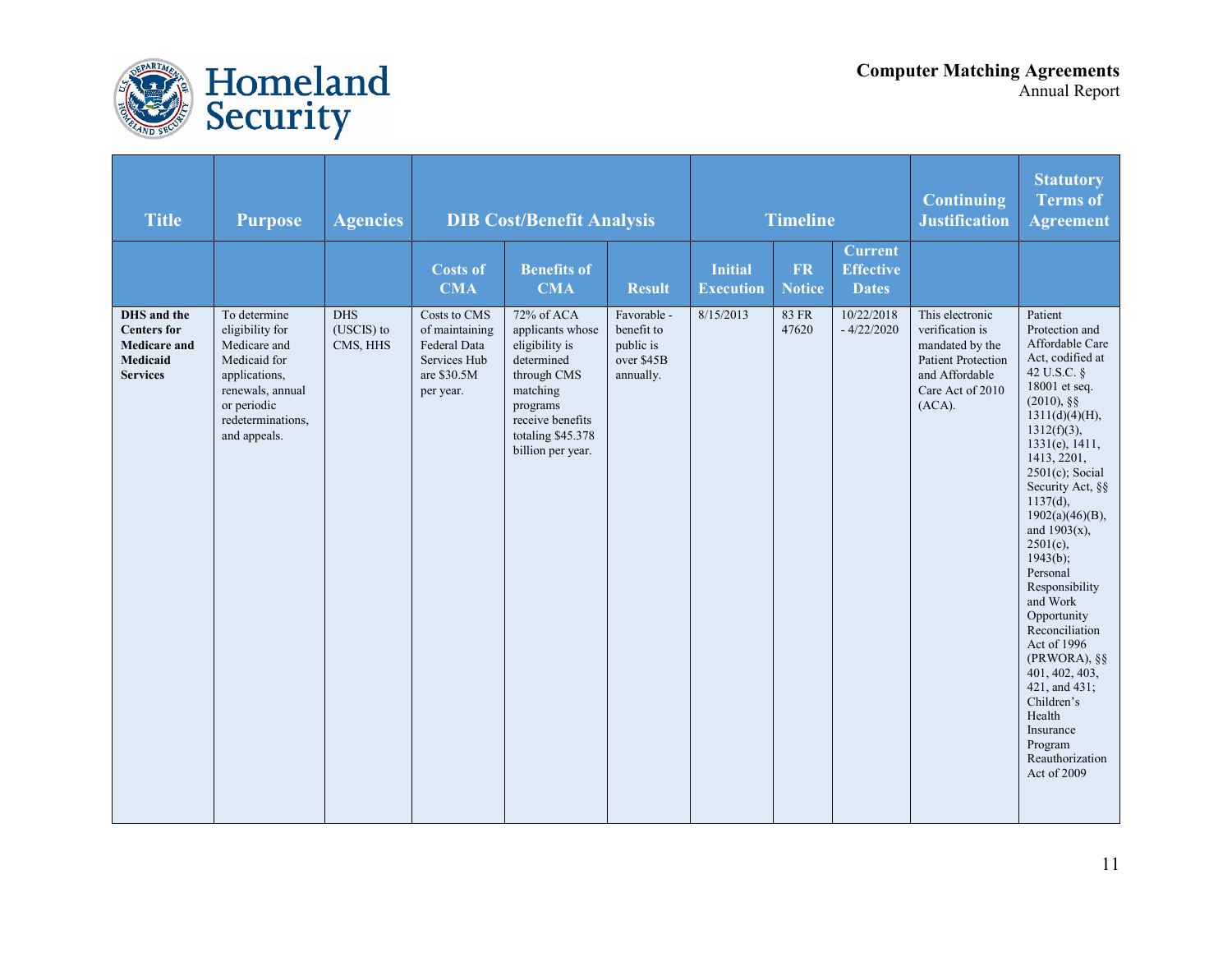| Title | Purpose | Agencies | DIB Cost/Benefit Analysis | | | Timeline | | | Continuing Justification | Statutory Terms of Agreement |
|---|---|---|---|---|---|---|---|---|---|---|
| | | | Costs of CMA | Benefits of CMA | Result | Initial Execution | FR Notice | Current Effective Dates | | |
| **DHS and the Centers for Medicare and Medicaid Services** | To determine eligibility for Medicare and Medicaid for applications, renewals, annual or periodic redeterminations, and appeals. | DHS (USCIS) to CMS, HHS | Costs to CMS of maintaining Federal Data Services Hub are $30.5M per year. | 72% of ACA applicants whose eligibility is determined through CMS matching programs receive benefits totaling $45.378 billion per year. | Favorable - benefit to public is over $45B annually. | 8/15/2013 | 83 FR 47620 | 10/22/2018 - 4/22/2020 | This electronic verification is mandated by the Patient Protection and Affordable Care Act of 2010 (ACA). | Patient Protection and Affordable Care Act, codified at 42 U.S.C. § 18001 et seq. (2010), §§ 1311(d)(4)(H), 1312(f)(3), 1331(e), 1411, 1413, 2201, 2501(c); Social Security Act, §§ 1137(d), 1902(a)(46)(B), and 1903(x), 2501(c), 1943(b); Personal Responsibility and Work Opportunity Reconciliation Act of 1996 (PRWORA), §§ 401, 402, 403, 421, and 431; Children's Health Insurance Program Reauthorization Act of 2009 |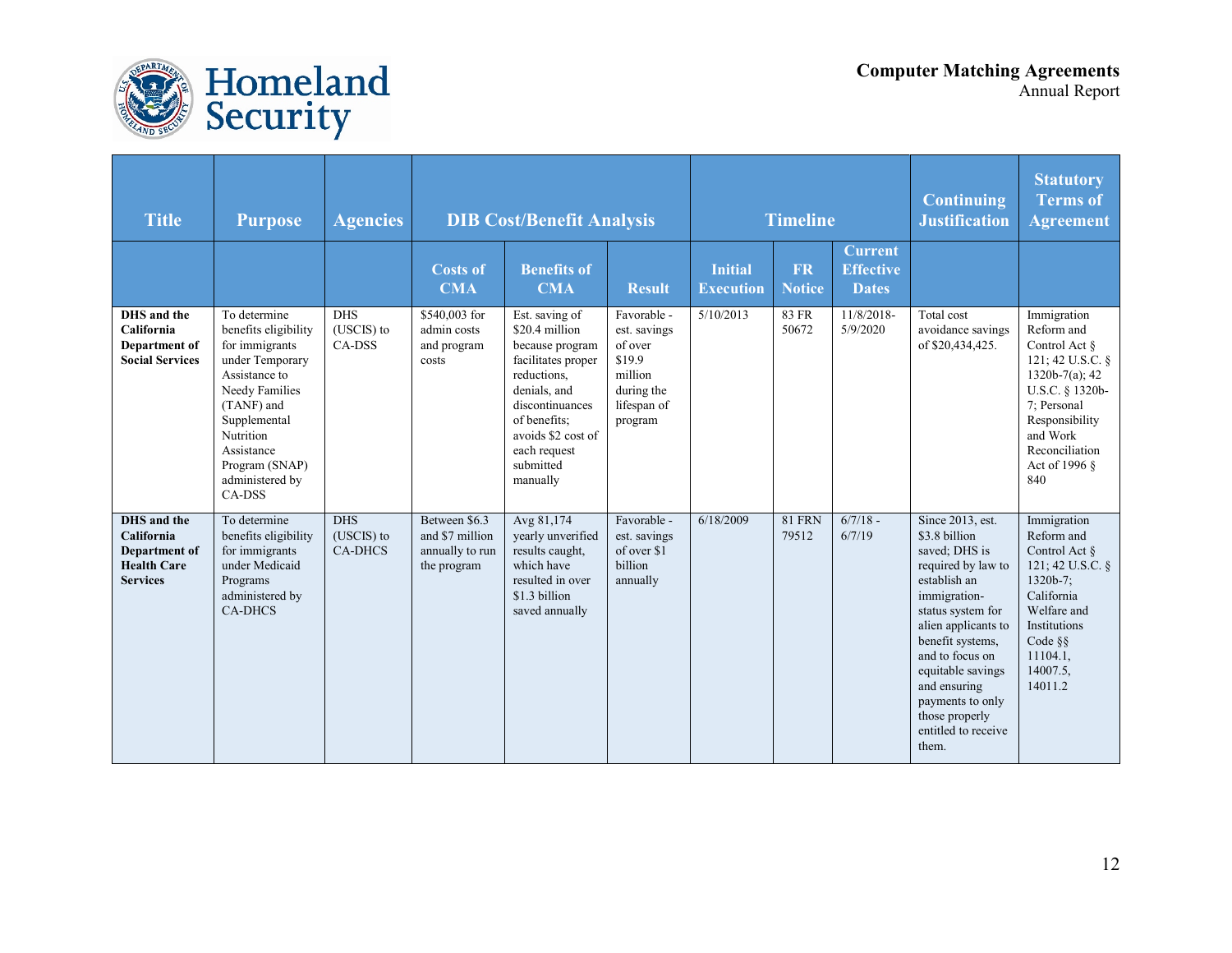| Title | Purpose | Agencies | DIB Cost/Benefit Analysis | | | Timeline | | | Continuing Justification | Statutory Terms of Agreement |
|---|---|---|---|---|---|---|---|---|---|---|
| | | | Costs of CMA | Benefits of CMA | Result | Initial Execution | FR Notice | Current Effective Dates | | |
| **DHS and the California Department of Social Services** | To determine benefits eligibility for immigrants under Temporary Assistance to Needy Families (TANF) and Supplemental Nutrition Assistance Program (SNAP) administered by CA-DSS | DHS (USCIS) to CA-DSS | $540,003 for admin costs and program costs | Est. saving of $20.4 million because program facilitates proper reductions, denials, and discontinuances of benefits; avoids $2 cost of each request submitted manually | Favorable - est. savings of over $19.9 million during the lifespan of program | 5/10/2013 | 83 FR 50672 | 11/8/2018-5/9/2020 | Total cost avoidance savings of $20,434,425. | Immigration Reform and Control Act § 121; 42 U.S.C. § 1320b-7(a); 42 U.S.C. § 1320b-7; Personal Responsibility and Work Reconciliation Act of 1996 § 840 |
| **DHS and the California Department of Health Care Services** | To determine benefits eligibility for immigrants under Medicaid Programs administered by CA-DHCS | DHS (USCIS) to CA-DHCS | Between $6.3 and $7 million annually to run the program | Avg 81,174 yearly unverified results caught, which have resulted in over $1.3 billion saved annually | Favorable - est. savings of over $1 billion annually | 6/18/2009 | 81 FRN 79512 | 6/7/18 - 6/7/19 | Since 2013, est. $3.8 billion saved; DHS is required by law to establish an immigration-status system for alien applicants to benefit systems, and to focus on equitable savings and ensuring payments to only those properly entitled to receive them. | Immigration Reform and Control Act § 121; 42 U.S.C. § 1320b-7; California Welfare and Institutions Code §§ 11104.1, 14007.5, 14011.2 |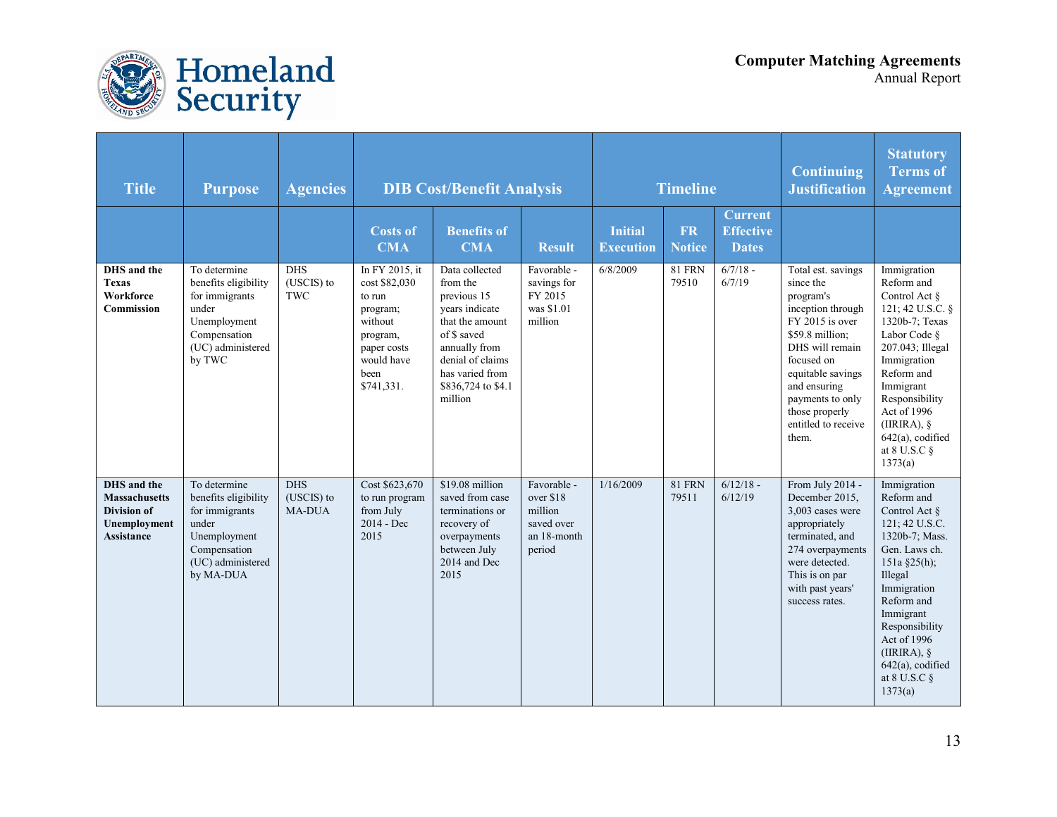| Title | Purpose | Agencies | DIB Cost/Benefit Analysis | | | Timeline | | | Continuing Justification | Statutory Terms of Agreement |
|---|---|---|---|---|---|---|---|---|---|---|
| | | | Costs of CMA | Benefits of CMA | Result | Initial Execution | FR Notice | Current Effective Dates | | |
| **DHS and the Texas Workforce Commission** | To determine benefits eligibility for immigrants under Unemployment Compensation (UC) administered by TWC | DHS (USCIS) to TWC | In FY 2015, it cost $82,030 to run program; without program, paper costs would have been $741,331. | Data collected from the previous 15 years indicate that the amount of $ saved annually from denial of claims has varied from $836,724 to $4.1 million | Favorable - savings for FY 2015 was $1.01 million | 6/8/2009 | 81 FRN 79510 | 6/7/18 - 6/7/19 | Total est. savings since the program's inception through FY 2015 is over $59.8 million; DHS will remain focused on equitable savings and ensuring payments to only those properly entitled to receive them. | Immigration Reform and Control Act § 121; 42 U.S.C. § 1320b-7; Texas Labor Code § 207.043; Illegal Immigration Reform and Immigrant Responsibility Act of 1996 (IIRIRA), § 642(a), codified at 8 U.S.C § 1373(a) |
| **DHS and the Massachusetts Division of Unemployment Assistance** | To determine benefits eligibility for immigrants under Unemployment Compensation (UC) administered by MA-DUA | DHS (USCIS) to MA-DUA | Cost $623,670 to run program from July 2014 - Dec 2015 | $19.08 million saved from case terminations or recovery of overpayments between July 2014 and Dec 2015 | Favorable - over $18 million saved over an 18-month period | 1/16/2009 | 81 FRN 79511 | 6/12/18 - 6/12/19 | From July 2014 - December 2015, 3,003 cases were appropriately terminated, and 274 overpayments were detected. This is on par with past years' success rates. | Immigration Reform and Control Act § 121; 42 U.S.C. 1320b-7; Mass. Gen. Laws ch. 151a §25(h); Illegal Immigration Reform and Immigrant Responsibility Act of 1996 (IIRIRA), § 642(a), codified at 8 U.S.C § 1373(a) |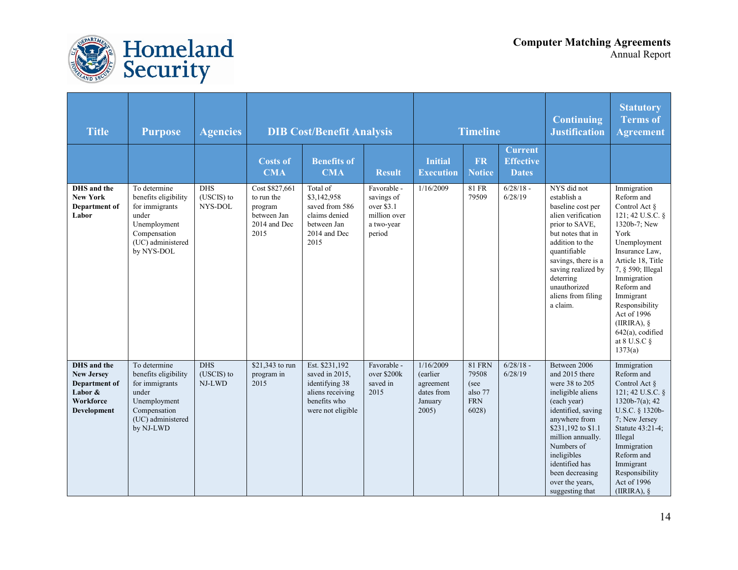| Title | Purpose | Agencies | DIB Cost/Benefit Analysis | | | Timeline | | | Continuing Justification | Statutory Terms of Agreement |
|---|---|---|---|---|---|---|---|---|---|---|
| | | | Costs of CMA | Benefits of CMA | Result | Initial Execution | FR Notice | Current Effective Dates | | |
| **DHS and the New York Department of Labor** | To determine benefits eligibility for immigrants under Unemployment Compensation (UC) administered by NYS-DOL | DHS (USCIS) to NYS-DOL | Cost $827,661 to run the program between Jan 2014 and Dec 2015 | Total of $3,142,958 saved from 586 claims denied between Jan 2014 and Dec 2015 | Favorable - savings of over $3.1 million over a two-year period | 1/16/2009 | 81 FR 79509 | 6/28/18 - 6/28/19 | NYS did not establish a baseline cost per alien verification prior to SAVE, but notes that in addition to the quantifiable savings, there is a saving realized by deterring unauthorized aliens from filing a claim. | Immigration Reform and Control Act § 121; 42 U.S.C. § 1320b-7; New York Unemployment Insurance Law, Article 18, Title 7, § 590; Illegal Immigration Reform and Immigrant Responsibility Act of 1996 (IIRIRA), § 642(a), codified at 8 U.S.C § 1373(a) |
| **DHS and the New Jersey Department of Labor & Workforce Development** | To determine benefits eligibility for immigrants under Unemployment Compensation (UC) administered by NJ-LWD | DHS (USCIS) to NJ-LWD | $21,343 to run program in 2015 | Est. $231,192 saved in 2015, identifying 38 aliens receiving benefits who were not eligible | Favorable - over $200k saved in 2015 | 1/16/2009 (earlier agreement dates from January 2005) | 81 FRN 79508 (see also 77 FRN 6028) | 6/28/18 - 6/28/19 | Between 2006 and 2015 there were 38 to 205 ineligible aliens (each year) identified, saving anywhere from $231,192 to $1.1 million annually. Numbers of ineligibles identified has been decreasing over the years, suggesting that | Immigration Reform and Control Act § 121; 42 U.S.C. § 1320b-7(a); 42 U.S.C. § 1320b-7; New Jersey Statute 43:21-4; Illegal Immigration Reform and Immigrant Responsibility Act of 1996 (IIRIRA), § |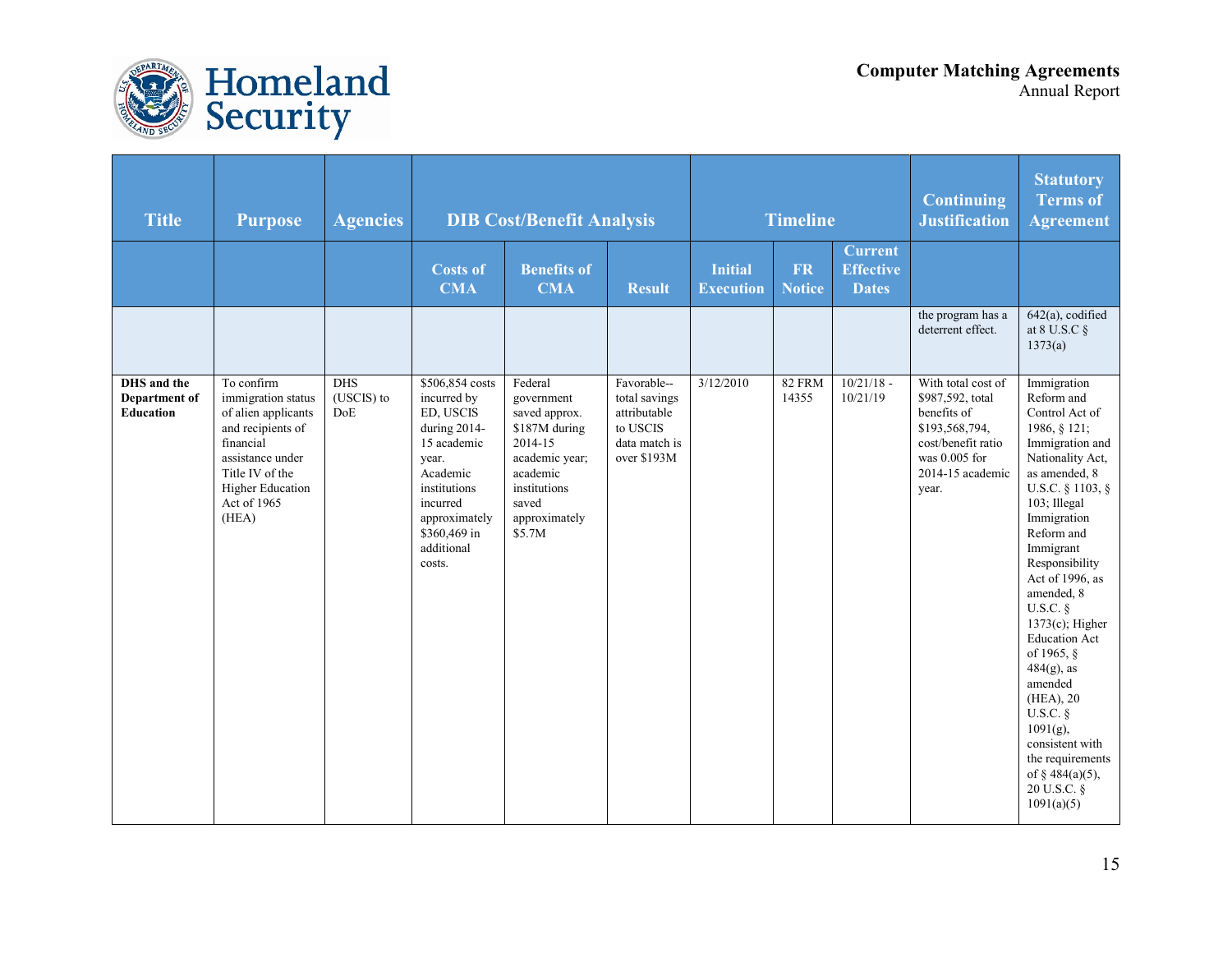| Title | Purpose | Agencies | DIB Cost/Benefit Analysis | | | Timeline | | | Continuing Justification | Statutory Terms of Agreement |
|---|---|---|---|---|---|---|---|---|---|---|
| | | | Costs of CMA | Benefits of CMA | Result | Initial Execution | FR Notice | Current Effective Dates | | |
| | | | | | | | | | the program has a deterrent effect. | 642(a), codified at 8 U.S.C § 1373(a) |
| **DHS and the Department of Education** | To confirm immigration status of alien applicants and recipients of financial assistance under Title IV of the Higher Education Act of 1965 (HEA) | DHS (USCIS) to DoE | $506,854 costs incurred by ED, USCIS during 2014-15 academic year. Academic institutions incurred approximately $360,469 in additional costs. | Federal government saved approx. $187M during 2014-15 academic year; academic institutions saved approximately $5.7M | Favorable--total savings attributable to USCIS data match is over $193M | 3/12/2010 | 82 FRM 14355 | 10/21/18 - 10/21/19 | With total cost of $987,592, total benefits of $193,568,794, cost/benefit ratio was 0.005 for 2014-15 academic year. | Immigration Reform and Control Act of 1986, § 121; Immigration and Nationality Act, as amended, 8 U.S.C. § 1103, § 103; Illegal Immigration Reform and Immigrant Responsibility Act of 1996, as amended, 8 U.S.C. § 1373(c); Higher Education Act of 1965, § 484(g), as amended (HEA), 20 U.S.C. § 1091(g), consistent with the requirements of § 484(a)(5), 20 U.S.C. § 1091(a)(5) |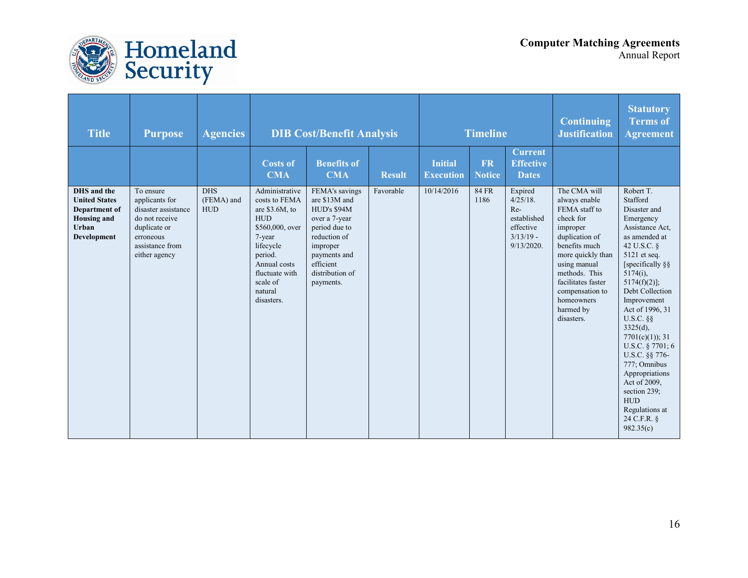| Title | Purpose | Agencies | DIB Cost/Benefit Analysis | | | Timeline | | | Continuing Justification | Statutory Terms of Agreement |
|---|---|---|---|---|---|---|---|---|---|---|
| | | | Costs of CMA | Benefits of CMA | Result | Initial Execution | FR Notice | Current Effective Dates | | |
| **DHS and the United States Department of Housing and Urban Development** | To ensure applicants for disaster assistance do not receive duplicate or erroneous assistance from either agency | DHS (FEMA) and HUD | Administrative costs to FEMA are $3.6M, to HUD $560,000, over 7-year lifecycle period. Annual costs fluctuate with scale of natural disasters. | FEMA's savings are $13M and HUD's $94M over a 7-year period due to reduction of improper payments and efficient distribution of payments. | Favorable | 10/14/2016 | 84 FR 1186 | Expired 4/25/18. Re-established effective 3/13/19 - 9/13/2020. | The CMA will always enable FEMA staff to check for improper duplication of benefits much more quickly than using manual methods. This facilitates faster compensation to homeowners harmed by disasters. | Robert T. Stafford Disaster and Emergency Assistance Act, as amended at 42 U.S.C. § 5121 et seq. [specifically §§ 5174(i), 5174(f)(2)]; Debt Collection Improvement Act of 1996, 31 U.S.C. §§ 3325(d), 7701(c)(1)); 31 U.S.C. § 7701; 6 U.S.C. §§ 776-777; Omnibus Appropriations Act of 2009, section 239; HUD Regulations at 24 C.F.R. § 982.35(c) |